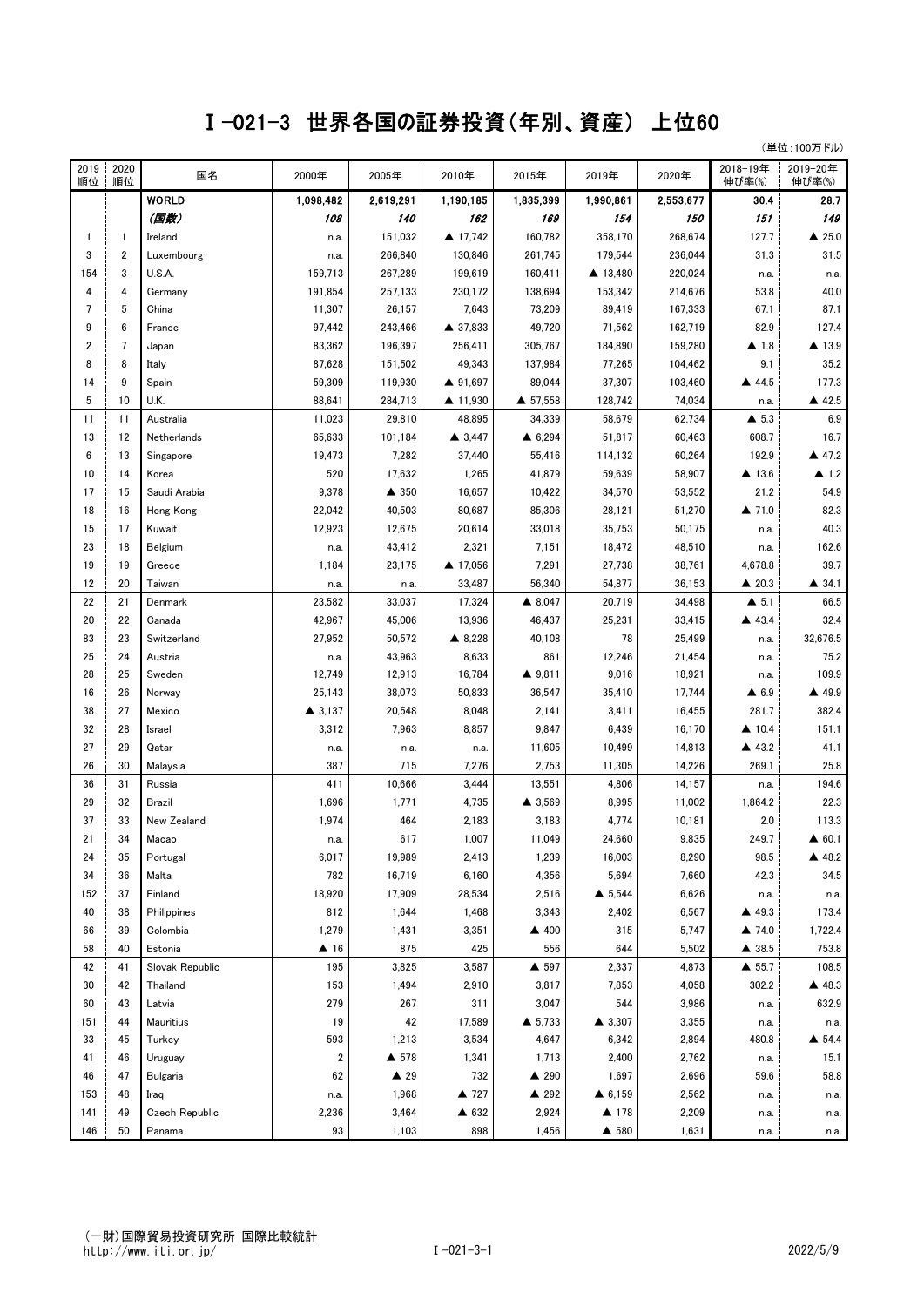# Ｉ-021-3　世界各国の証券投資(年別、資産)　上位60

（単位：100万ドル）

| 2019順位 | 2020順位 | 国名 | 2000年 | 2005年 | 2010年 | 2015年 | 2019年 | 2020年 | 2018-19年伸び率(%) | 2019-20年伸び率(%) |
|---|---|---|---|---|---|---|---|---|---|---|
| | | **WORLD** | **1,098,482** | **2,619,291** | **1,190,185** | **1,835,399** | **1,990,861** | **2,553,677** | **30.4** | **28.7** |
| | | ***(国数)*** | ***108*** | ***140*** | ***162*** | ***169*** | ***154*** | ***150*** | ***151*** | ***149*** |
| 1 | 1 | Ireland | n.a. | 151,032 | ▲ 17,742 | 160,782 | 358,170 | 268,674 | 127.7 | ▲ 25.0 |
| 3 | 2 | Luxembourg | n.a. | 266,840 | 130,846 | 261,745 | 179,544 | 236,044 | 31.3 | 31.5 |
| 154 | 3 | U.S.A. | 159,713 | 267,289 | 199,619 | 160,411 | ▲ 13,480 | 220,024 | n.a. | n.a. |
| 4 | 4 | Germany | 191,854 | 257,133 | 230,172 | 138,694 | 153,342 | 214,676 | 53.8 | 40.0 |
| 7 | 5 | China | 11,307 | 26,157 | 7,643 | 73,209 | 89,419 | 167,333 | 67.1 | 87.1 |
| 9 | 6 | France | 97,442 | 243,466 | ▲ 37,833 | 49,720 | 71,562 | 162,719 | 82.9 | 127.4 |
| 2 | 7 | Japan | 83,362 | 196,397 | 256,411 | 305,767 | 184,890 | 159,280 | ▲ 1.8 | ▲ 13.9 |
| 8 | 8 | Italy | 87,628 | 151,502 | 49,343 | 137,984 | 77,265 | 104,462 | 9.1 | 35.2 |
| 14 | 9 | Spain | 59,309 | 119,930 | ▲ 91,697 | 89,044 | 37,307 | 103,460 | ▲ 44.5 | 177.3 |
| 5 | 10 | U.K. | 88,641 | 284,713 | ▲ 11,930 | ▲ 57,558 | 128,742 | 74,034 | n.a. | ▲ 42.5 |
| 11 | 11 | Australia | 11,023 | 29,810 | 48,895 | 34,339 | 58,679 | 62,734 | ▲ 5.3 | 6.9 |
| 13 | 12 | Netherlands | 65,633 | 101,184 | ▲ 3,447 | ▲ 6,294 | 51,817 | 60,463 | 608.7 | 16.7 |
| 6 | 13 | Singapore | 19,473 | 7,282 | 37,440 | 55,416 | 114,132 | 60,264 | 192.9 | ▲ 47.2 |
| 10 | 14 | Korea | 520 | 17,632 | 1,265 | 41,879 | 59,639 | 58,907 | ▲ 13.6 | ▲ 1.2 |
| 17 | 15 | Saudi Arabia | 9,378 | ▲ 350 | 16,657 | 10,422 | 34,570 | 53,552 | 21.2 | 54.9 |
| 18 | 16 | Hong Kong | 22,042 | 40,503 | 80,687 | 85,306 | 28,121 | 51,270 | ▲ 71.0 | 82.3 |
| 15 | 17 | Kuwait | 12,923 | 12,675 | 20,614 | 33,018 | 35,753 | 50,175 | n.a. | 40.3 |
| 23 | 18 | Belgium | n.a. | 43,412 | 2,321 | 7,151 | 18,472 | 48,510 | n.a. | 162.6 |
| 19 | 19 | Greece | 1,184 | 23,175 | ▲ 17,056 | 7,291 | 27,738 | 38,761 | 4,678.8 | 39.7 |
| 12 | 20 | Taiwan | n.a. | n.a. | 33,487 | 56,340 | 54,877 | 36,153 | ▲ 20.3 | ▲ 34.1 |
| 22 | 21 | Denmark | 23,582 | 33,037 | 17,324 | ▲ 8,047 | 20,719 | 34,498 | ▲ 5.1 | 66.5 |
| 20 | 22 | Canada | 42,967 | 45,006 | 13,936 | 46,437 | 25,231 | 33,415 | ▲ 43.4 | 32.4 |
| 83 | 23 | Switzerland | 27,952 | 50,572 | ▲ 8,228 | 40,108 | 78 | 25,499 | n.a. | 32,676.5 |
| 25 | 24 | Austria | n.a. | 43,963 | 8,633 | 861 | 12,246 | 21,454 | n.a. | 75.2 |
| 28 | 25 | Sweden | 12,749 | 12,913 | 16,784 | ▲ 9,811 | 9,016 | 18,921 | n.a. | 109.9 |
| 16 | 26 | Norway | 25,143 | 38,073 | 50,833 | 36,547 | 35,410 | 17,744 | ▲ 6.9 | ▲ 49.9 |
| 38 | 27 | Mexico | ▲ 3,137 | 20,548 | 8,048 | 2,141 | 3,411 | 16,455 | 281.7 | 382.4 |
| 32 | 28 | Israel | 3,312 | 7,963 | 8,857 | 9,847 | 6,439 | 16,170 | ▲ 10.4 | 151.1 |
| 27 | 29 | Qatar | n.a. | n.a. | n.a. | 11,605 | 10,499 | 14,813 | ▲ 43.2 | 41.1 |
| 26 | 30 | Malaysia | 387 | 715 | 7,276 | 2,753 | 11,305 | 14,226 | 269.1 | 25.8 |
| 36 | 31 | Russia | 411 | 10,666 | 3,444 | 13,551 | 4,806 | 14,157 | n.a. | 194.6 |
| 29 | 32 | Brazil | 1,696 | 1,771 | 4,735 | ▲ 3,569 | 8,995 | 11,002 | 1,864.2 | 22.3 |
| 37 | 33 | New Zealand | 1,974 | 464 | 2,183 | 3,183 | 4,774 | 10,181 | 2.0 | 113.3 |
| 21 | 34 | Macao | n.a. | 617 | 1,007 | 11,049 | 24,660 | 9,835 | 249.7 | ▲ 60.1 |
| 24 | 35 | Portugal | 6,017 | 19,989 | 2,413 | 1,239 | 16,003 | 8,290 | 98.5 | ▲ 48.2 |
| 34 | 36 | Malta | 782 | 16,719 | 6,160 | 4,356 | 5,694 | 7,660 | 42.3 | 34.5 |
| 152 | 37 | Finland | 18,920 | 17,909 | 28,534 | 2,516 | ▲ 5,544 | 6,626 | n.a. | n.a. |
| 40 | 38 | Philippines | 812 | 1,644 | 1,468 | 3,343 | 2,402 | 6,567 | ▲ 49.3 | 173.4 |
| 66 | 39 | Colombia | 1,279 | 1,431 | 3,351 | ▲ 400 | 315 | 5,747 | ▲ 74.0 | 1,722.4 |
| 58 | 40 | Estonia | ▲ 16 | 875 | 425 | 556 | 644 | 5,502 | ▲ 38.5 | 753.8 |
| 42 | 41 | Slovak Republic | 195 | 3,825 | 3,587 | ▲ 597 | 2,337 | 4,873 | ▲ 55.7 | 108.5 |
| 30 | 42 | Thailand | 153 | 1,494 | 2,910 | 3,817 | 7,853 | 4,058 | 302.2 | ▲ 48.3 |
| 60 | 43 | Latvia | 279 | 267 | 311 | 3,047 | 544 | 3,986 | n.a. | 632.9 |
| 151 | 44 | Mauritius | 19 | 42 | 17,589 | ▲ 5,733 | ▲ 3,307 | 3,355 | n.a. | n.a. |
| 33 | 45 | Turkey | 593 | 1,213 | 3,534 | 4,647 | 6,342 | 2,894 | 480.8 | ▲ 54.4 |
| 41 | 46 | Uruguay | 2 | ▲ 578 | 1,341 | 1,713 | 2,400 | 2,762 | n.a. | 15.1 |
| 46 | 47 | Bulgaria | 62 | ▲ 29 | 732 | ▲ 290 | 1,697 | 2,696 | 59.6 | 58.8 |
| 153 | 48 | Iraq | n.a. | 1,968 | ▲ 727 | ▲ 292 | ▲ 6,159 | 2,562 | n.a. | n.a. |
| 141 | 49 | Czech Republic | 2,236 | 3,464 | ▲ 632 | 2,924 | ▲ 178 | 2,209 | n.a. | n.a. |
| 146 | 50 | Panama | 93 | 1,103 | 898 | 1,456 | ▲ 580 | 1,631 | n.a. | n.a. |

(一財)国際貿易投資研究所 国際比較統計
http://www.iti.or.jp/

2022/5/9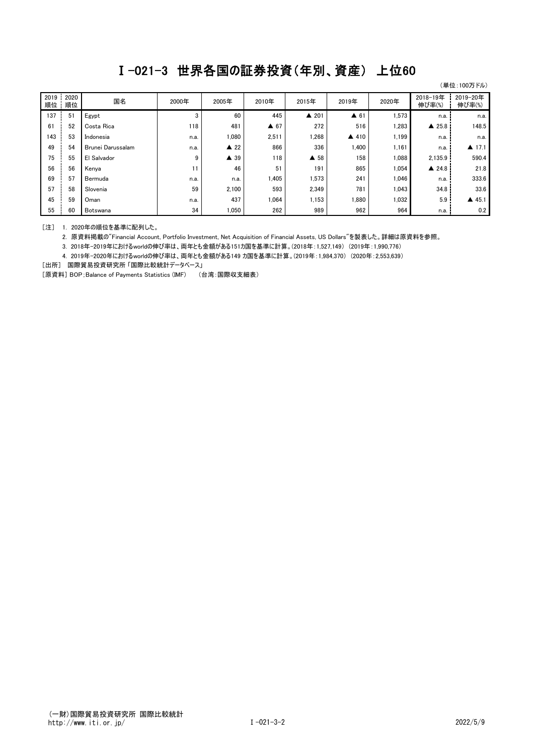# Ⅰ-021-3 世界各国の証券投資(年別、資産) 上位60

(単位:100万ドル)

| 2019順位 | 2020順位 | 国名 | 2000年 | 2005年 | 2010年 | 2015年 | 2019年 | 2020年 | 2018−19年伸び率(%) | 2019−20年伸び率(%) |
|---|---|---|---|---|---|---|---|---|---|---|
| 137 | 51 | Egypt | 3 | 60 | 445 | ▲ 201 | ▲ 61 | 1,573 | n.a. | n.a. |
| 61 | 52 | Costa Rica | 118 | 481 | ▲ 67 | 272 | 516 | 1,283 | ▲ 25.8 | 148.5 |
| 143 | 53 | Indonesia | n.a. | 1,080 | 2,511 | 1,268 | ▲ 410 | 1,199 | n.a. | n.a. |
| 49 | 54 | Brunei Darussalam | n.a. | ▲ 22 | 866 | 336 | 1,400 | 1,161 | n.a. | ▲ 17.1 |
| 75 | 55 | El Salvador | 9 | ▲ 39 | 118 | ▲ 58 | 158 | 1,088 | 2,135.9 | 590.4 |
| 56 | 56 | Kenya | 11 | 46 | 51 | 191 | 865 | 1,054 | ▲ 24.8 | 21.8 |
| 69 | 57 | Bermuda | n.a. | n.a. | 1,405 | 1,573 | 241 | 1,046 | n.a. | 333.6 |
| 57 | 58 | Slovenia | 59 | 2,100 | 593 | 2,349 | 781 | 1,043 | 34.8 | 33.6 |
| 45 | 59 | Oman | n.a. | 437 | 1,064 | 1,153 | 1,880 | 1,032 | 5.9 | ▲ 45.1 |
| 55 | 60 | Botswana | 34 | 1,050 | 262 | 989 | 962 | 964 | n.a. | 0.2 |

[注] 1. 2020年の順位を基準に配列した。

2. 原資料掲載の"Financial Account, Portfolio Investment, Net Acquisition of Financial Assets, US Dollars"を製表した。詳細は原資料を参照。

3. 2018年−2019年におけるworldの伸び率は、両年とも金額がある151カ国を基準に計算。(2018年:1,527,149) (2019年:1,990,776)

4. 2019年−2020年におけるworldの伸び率は、両年とも金額がある149 カ国を基準に計算。(2019年:1,984,370) (2020年:2,553,639)

[出所] 国際貿易投資研究所「国際比較統計データベース」

[原資料] BOP;Balance of Payments Statistics (IMF) (台湾:国際収支細表)